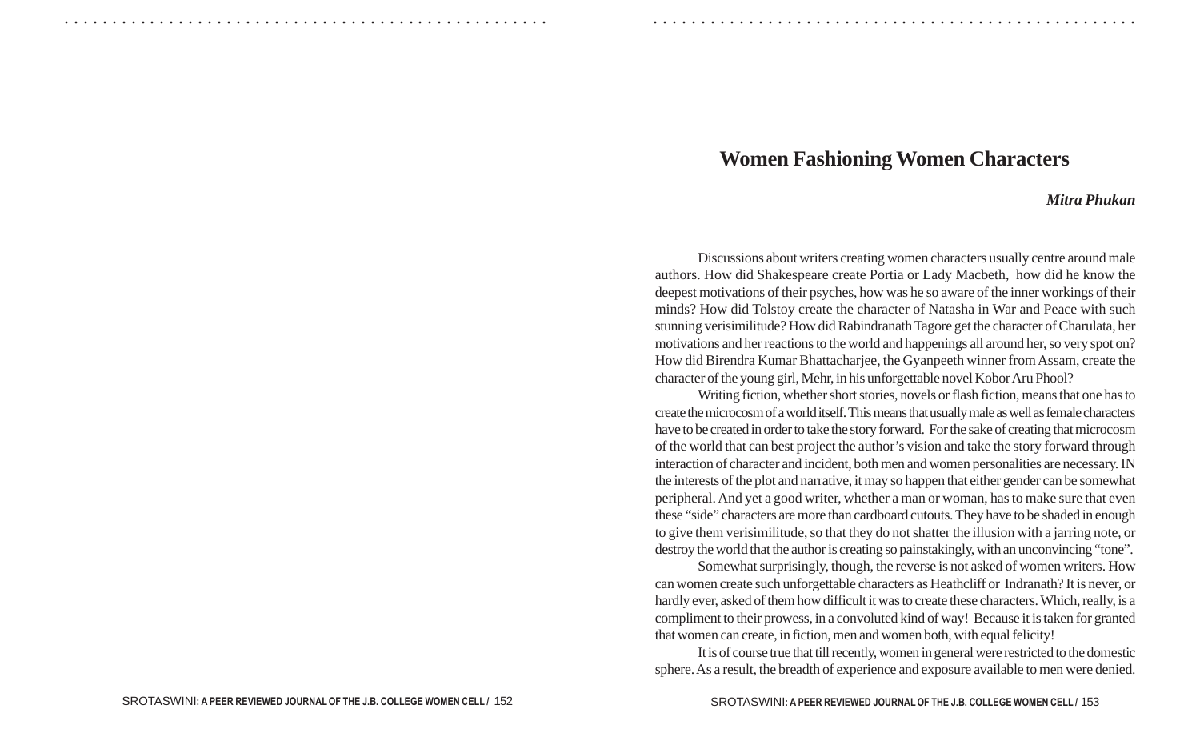# Women Fashioning Women Characters

***Mitra Phukan***

Discussions about writers creating women characters usually centre around male authors. How did Shakespeare create Portia or Lady Macbeth, how did he know the deepest motivations of their psyches, how was he so aware of the inner workings of their minds? How did Tolstoy create the character of Natasha in War and Peace with such stunning verisimilitude? How did Rabindranath Tagore get the character of Charulata, her motivations and her reactions to the world and happenings all around her, so very spot on? How did Birendra Kumar Bhattacharjee, the Gyanpeeth winner from Assam, create the character of the young girl, Mehr, in his unforgettable novel Kobor Aru Phool?

Writing fiction, whether short stories, novels or flash fiction, means that one has to create the microcosm of a world itself. This means that usually male as well as female characters have to be created in order to take the story forward. For the sake of creating that microcosm of the world that can best project the author's vision and take the story forward through interaction of character and incident, both men and women personalities are necessary. IN the interests of the plot and narrative, it may so happen that either gender can be somewhat peripheral. And yet a good writer, whether a man or woman, has to make sure that even these "side" characters are more than cardboard cutouts. They have to be shaded in enough to give them verisimilitude, so that they do not shatter the illusion with a jarring note, or destroy the world that the author is creating so painstakingly, with an unconvincing "tone".

Somewhat surprisingly, though, the reverse is not asked of women writers. How can women create such unforgettable characters as Heathcliff or Indranath? It is never, or hardly ever, asked of them how difficult it was to create these characters. Which, really, is a compliment to their prowess, in a convoluted kind of way! Because it is taken for granted that women can create, in fiction, men and women both, with equal felicity!

It is of course true that till recently, women in general were restricted to the domestic sphere. As a result, the breadth of experience and exposure available to men were denied.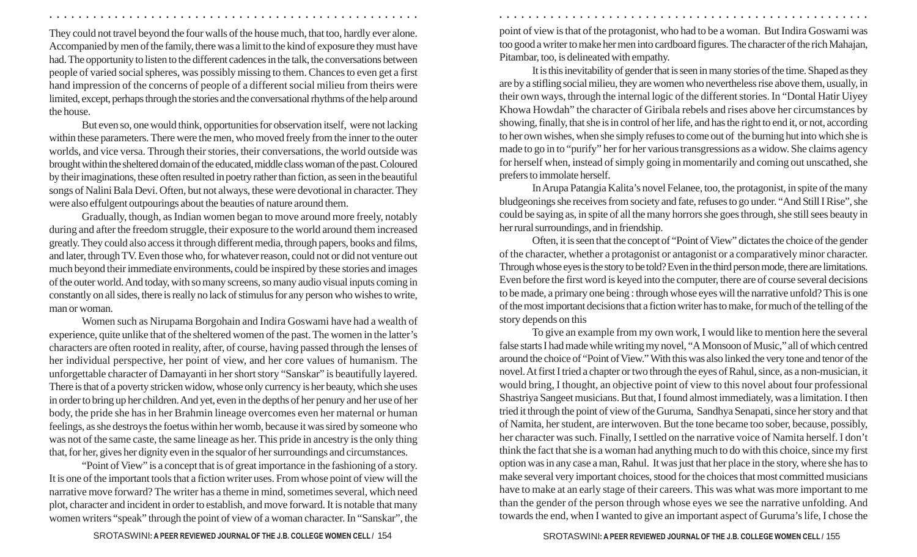They could not travel beyond the four walls of the house much, that too, hardly ever alone. Accompanied by men of the family, there was a limit to the kind of exposure they must have had. The opportunity to listen to the different cadences in the talk, the conversations between people of varied social spheres, was possibly missing to them. Chances to ever get a first hand impression of the concerns of people of a different social milieu from theirs were limited, except, perhaps through the stories and the conversational rhythms of the help around the house.

But even so, one would think, opportunities for observation itself, were not lacking within these parameters. There were the men, who moved freely from the inner to the outer worlds, and vice versa. Through their stories, their conversations, the world outside was brought within the sheltered domain of the educated, middle class woman of the past. Coloured by their imaginations, these often resulted in poetry rather than fiction, as seen in the beautiful songs of Nalini Bala Devi. Often, but not always, these were devotional in character. They were also effulgent outpourings about the beauties of nature around them.

Gradually, though, as Indian women began to move around more freely, notably during and after the freedom struggle, their exposure to the world around them increased greatly. They could also access it through different media, through papers, books and films, and later, through TV. Even those who, for whatever reason, could not or did not venture out much beyond their immediate environments, could be inspired by these stories and images of the outer world. And today, with so many screens, so many audio visual inputs coming in constantly on all sides, there is really no lack of stimulus for any person who wishes to write, man or woman.

Women such as Nirupama Borgohain and Indira Goswami have had a wealth of experience, quite unlike that of the sheltered women of the past. The women in the latter's characters are often rooted in reality, after, of course, having passed through the lenses of her individual perspective, her point of view, and her core values of humanism. The unforgettable character of Damayanti in her short story "Sanskar" is beautifully layered. There is that of a poverty stricken widow, whose only currency is her beauty, which she uses in order to bring up her children. And yet, even in the depths of her penury and her use of her body, the pride she has in her Brahmin lineage overcomes even her maternal or human feelings, as she destroys the foetus within her womb, because it was sired by someone who was not of the same caste, the same lineage as her. This pride in ancestry is the only thing that, for her, gives her dignity even in the squalor of her surroundings and circumstances.

"Point of View" is a concept that is of great importance in the fashioning of a story. It is one of the important tools that a fiction writer uses. From whose point of view will the narrative move forward? The writer has a theme in mind, sometimes several, which need plot, character and incident in order to establish, and move forward. It is notable that many women writers "speak" through the point of view of a woman character. In "Sanskar", the point of view is that of the protagonist, who had to be a woman. But Indira Goswami was too good a writer to make her men into cardboard figures. The character of the rich Mahajan, Pitambar, too, is delineated with empathy.

It is this inevitability of gender that is seen in many stories of the time. Shaped as they are by a stifling social milieu, they are women who nevertheless rise above them, usually, in their own ways, through the internal logic of the different stories. In "Dontal Hatir Uiyey Khowa Howdah" the character of Giribala rebels and rises above her circumstances by showing, finally, that she is in control of her life, and has the right to end it, or not, according to her own wishes, when she simply refuses to come out of the burning hut into which she is made to go in to "purify" her for her various transgressions as a widow. She claims agency for herself when, instead of simply going in momentarily and coming out unscathed, she prefers to immolate herself.

In Arupa Patangia Kalita's novel Felanee, too, the protagonist, in spite of the many bludgeonings she receives from society and fate, refuses to go under. "And Still I Rise", she could be saying as, in spite of all the many horrors she goes through, she still sees beauty in her rural surroundings, and in friendship.

Often, it is seen that the concept of "Point of View" dictates the choice of the gender of the character, whether a protagonist or antagonist or a comparatively minor character. Through whose eyes is the story to be told? Even in the third person mode, there are limitations. Even before the first word is keyed into the computer, there are of course several decisions to be made, a primary one being : through whose eyes will the narrative unfold? This is one of the most important decisions that a fiction writer has to make, for much of the telling of the story depends on this

To give an example from my own work, I would like to mention here the several false starts I had made while writing my novel, "A Monsoon of Music," all of which centred around the choice of "Point of View." With this was also linked the very tone and tenor of the novel. At first I tried a chapter or two through the eyes of Rahul, since, as a non-musician, it would bring, I thought, an objective point of view to this novel about four professional Shastriya Sangeet musicians. But that, I found almost immediately, was a limitation. I then tried it through the point of view of the Guruma, Sandhya Senapati, since her story and that of Namita, her student, are interwoven. But the tone became too sober, because, possibly, her character was such. Finally, I settled on the narrative voice of Namita herself. I don't think the fact that she is a woman had anything much to do with this choice, since my first option was in any case a man, Rahul. It was just that her place in the story, where she has to make several very important choices, stood for the choices that most committed musicians have to make at an early stage of their careers. This was what was more important to me than the gender of the person through whose eyes we see the narrative unfolding. And towards the end, when I wanted to give an important aspect of Guruma's life, I chose the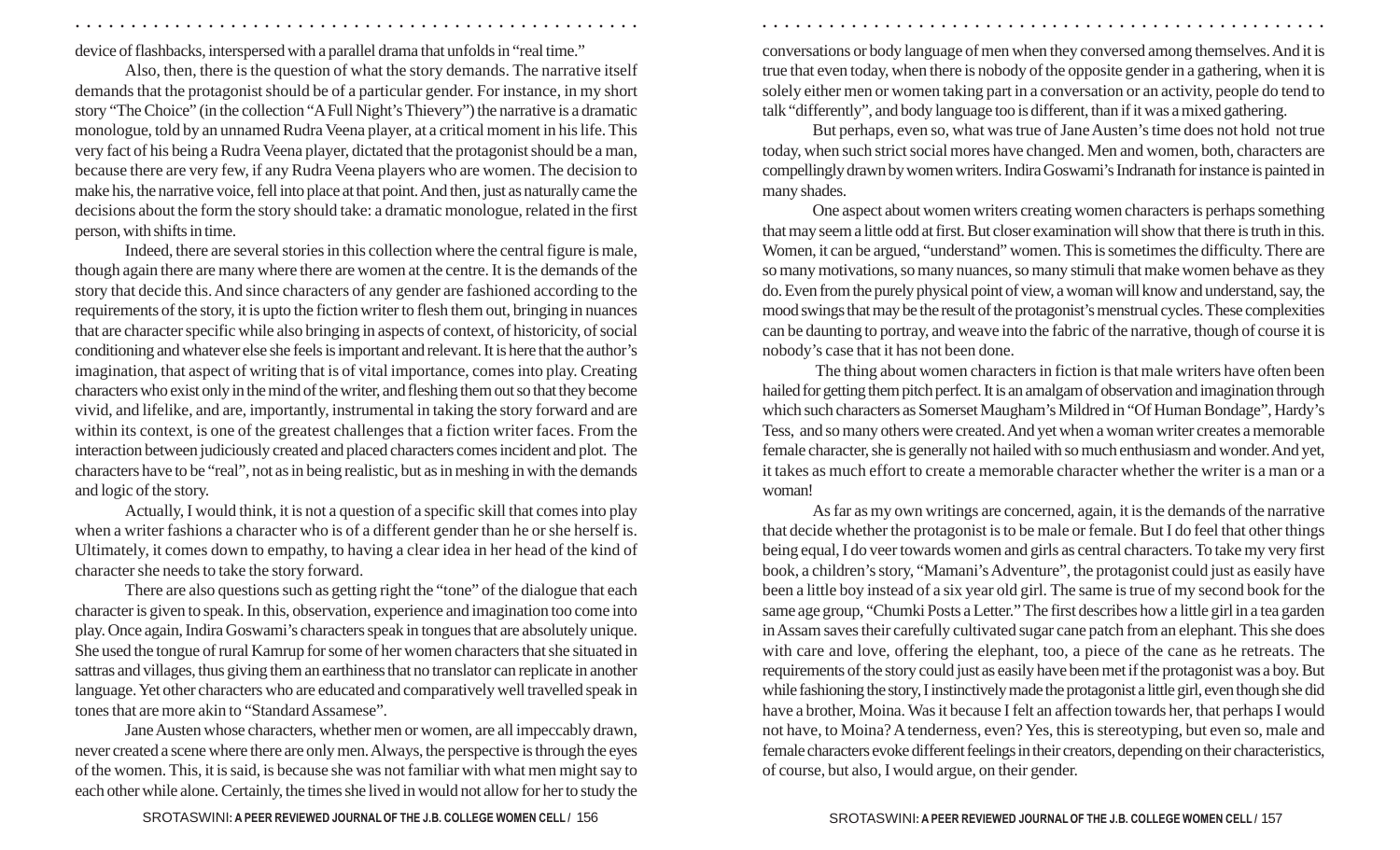device of flashbacks, interspersed with a parallel drama that unfolds in "real time."

Also, then, there is the question of what the story demands. The narrative itself demands that the protagonist should be of a particular gender. For instance, in my short story "The Choice" (in the collection "A Full Night's Thievery") the narrative is a dramatic monologue, told by an unnamed Rudra Veena player, at a critical moment in his life. This very fact of his being a Rudra Veena player, dictated that the protagonist should be a man, because there are very few, if any Rudra Veena players who are women. The decision to make his, the narrative voice, fell into place at that point. And then, just as naturally came the decisions about the form the story should take: a dramatic monologue, related in the first person, with shifts in time.

Indeed, there are several stories in this collection where the central figure is male, though again there are many where there are women at the centre. It is the demands of the story that decide this. And since characters of any gender are fashioned according to the requirements of the story, it is upto the fiction writer to flesh them out, bringing in nuances that are character specific while also bringing in aspects of context, of historicity, of social conditioning and whatever else she feels is important and relevant. It is here that the author's imagination, that aspect of writing that is of vital importance, comes into play. Creating characters who exist only in the mind of the writer, and fleshing them out so that they become vivid, and lifelike, and are, importantly, instrumental in taking the story forward and are within its context, is one of the greatest challenges that a fiction writer faces. From the interaction between judiciously created and placed characters comes incident and plot. The characters have to be "real", not as in being realistic, but as in meshing in with the demands and logic of the story.

Actually, I would think, it is not a question of a specific skill that comes into play when a writer fashions a character who is of a different gender than he or she herself is. Ultimately, it comes down to empathy, to having a clear idea in her head of the kind of character she needs to take the story forward.

There are also questions such as getting right the "tone" of the dialogue that each character is given to speak. In this, observation, experience and imagination too come into play. Once again, Indira Goswami's characters speak in tongues that are absolutely unique. She used the tongue of rural Kamrup for some of her women characters that she situated in sattras and villages, thus giving them an earthiness that no translator can replicate in another language. Yet other characters who are educated and comparatively well travelled speak in tones that are more akin to "Standard Assamese".

Jane Austen whose characters, whether men or women, are all impeccably drawn, never created a scene where there are only men. Always, the perspective is through the eyes of the women. This, it is said, is because she was not familiar with what men might say to each other while alone. Certainly, the times she lived in would not allow for her to study the conversations or body language of men when they conversed among themselves. And it is true that even today, when there is nobody of the opposite gender in a gathering, when it is solely either men or women taking part in a conversation or an activity, people do tend to talk "differently", and body language too is different, than if it was a mixed gathering.

But perhaps, even so, what was true of Jane Austen's time does not hold not true today, when such strict social mores have changed. Men and women, both, characters are compellingly drawn by women writers. Indira Goswami's Indranath for instance is painted in many shades.

One aspect about women writers creating women characters is perhaps something that may seem a little odd at first. But closer examination will show that there is truth in this. Women, it can be argued, "understand" women. This is sometimes the difficulty. There are so many motivations, so many nuances, so many stimuli that make women behave as they do. Even from the purely physical point of view, a woman will know and understand, say, the mood swings that may be the result of the protagonist's menstrual cycles. These complexities can be daunting to portray, and weave into the fabric of the narrative, though of course it is nobody's case that it has not been done.

The thing about women characters in fiction is that male writers have often been hailed for getting them pitch perfect. It is an amalgam of observation and imagination through which such characters as Somerset Maugham's Mildred in "Of Human Bondage", Hardy's Tess, and so many others were created. And yet when a woman writer creates a memorable female character, she is generally not hailed with so much enthusiasm and wonder. And yet, it takes as much effort to create a memorable character whether the writer is a man or a woman!

As far as my own writings are concerned, again, it is the demands of the narrative that decide whether the protagonist is to be male or female. But I do feel that other things being equal, I do veer towards women and girls as central characters. To take my very first book, a children's story, "Mamani's Adventure", the protagonist could just as easily have been a little boy instead of a six year old girl. The same is true of my second book for the same age group, "Chumki Posts a Letter." The first describes how a little girl in a tea garden in Assam saves their carefully cultivated sugar cane patch from an elephant. This she does with care and love, offering the elephant, too, a piece of the cane as he retreats. The requirements of the story could just as easily have been met if the protagonist was a boy. But while fashioning the story, I instinctively made the protagonist a little girl, even though she did have a brother, Moina. Was it because I felt an affection towards her, that perhaps I would not have, to Moina? A tenderness, even? Yes, this is stereotyping, but even so, male and female characters evoke different feelings in their creators, depending on their characteristics, of course, but also, I would argue, on their gender.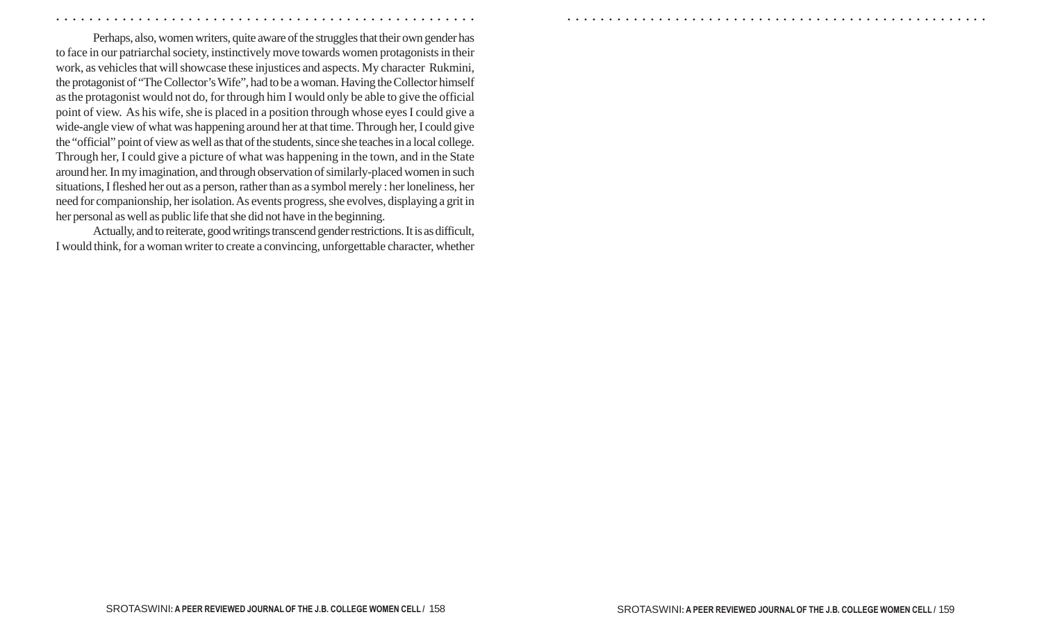Perhaps, also, women writers, quite aware of the struggles that their own gender has to face in our patriarchal society, instinctively move towards women protagonists in their work, as vehicles that will showcase these injustices and aspects. My character Rukmini, the protagonist of "The Collector's Wife", had to be a woman. Having the Collector himself as the protagonist would not do, for through him I would only be able to give the official point of view. As his wife, she is placed in a position through whose eyes I could give a wide-angle view of what was happening around her at that time. Through her, I could give the "official" point of view as well as that of the students, since she teaches in a local college. Through her, I could give a picture of what was happening in the town, and in the State around her. In my imagination, and through observation of similarly-placed women in such situations, I fleshed her out as a person, rather than as a symbol merely : her loneliness, her need for companionship, her isolation. As events progress, she evolves, displaying a grit in her personal as well as public life that she did not have in the beginning.

Actually, and to reiterate, good writings transcend gender restrictions. It is as difficult, I would think, for a woman writer to create a convincing, unforgettable character, whether